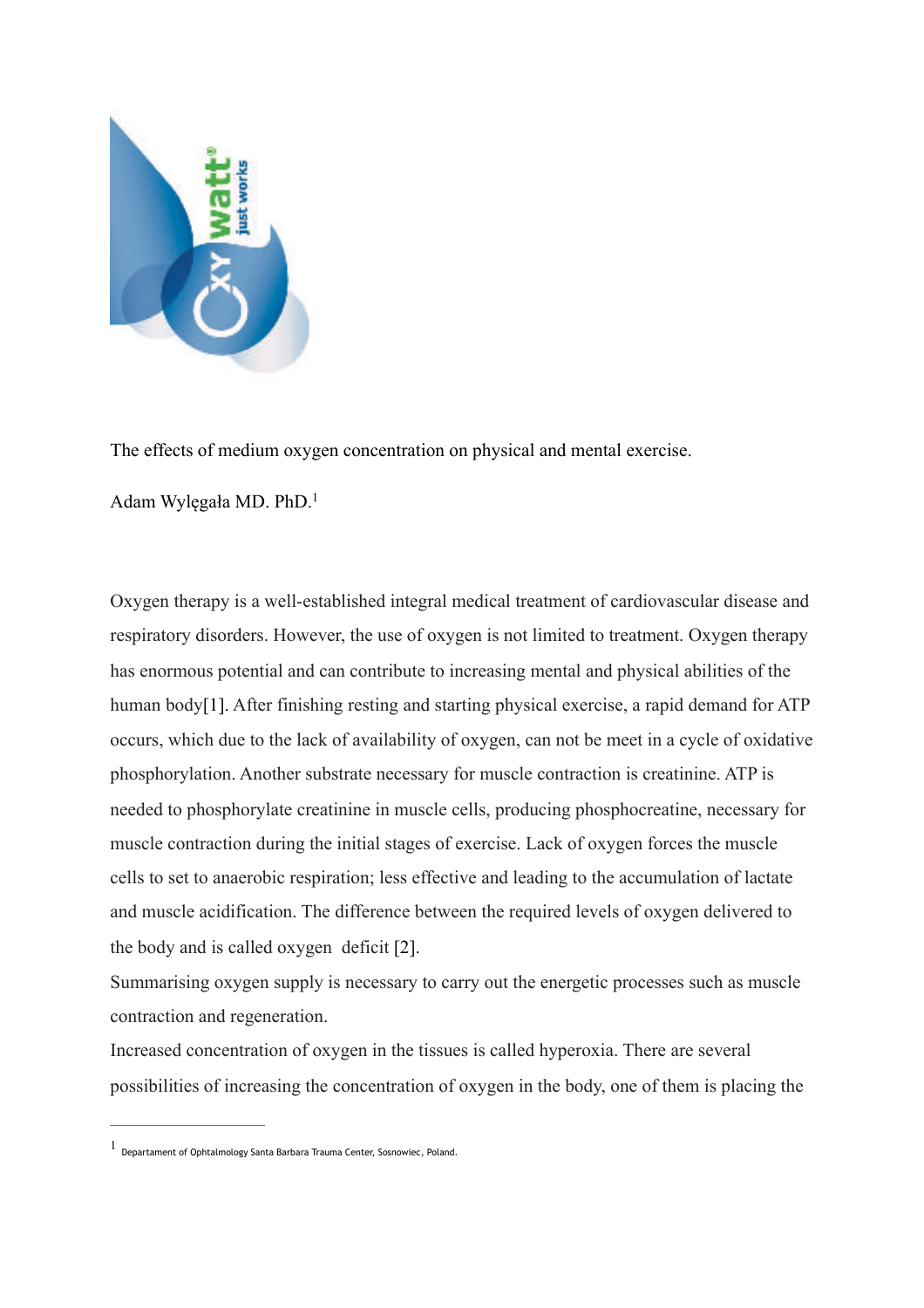The effects of medium oxygen concentration on physical and mental exercise.

Adam Wylęgała MD. PhD.[1]

Oxygen therapy is a well-established integral medical treatment of cardiovascular disease and respiratory disorders. However, the use of oxygen is not limited to treatment. Oxygen therapy has enormous potential and can contribute to increasing mental and physical abilities of the human body[1]. After finishing resting and starting physical exercise, a rapid demand for ATP occurs, which due to the lack of availability of oxygen, can not be meet in a cycle of oxidative phosphorylation. Another substrate necessary for muscle contraction is creatinine. ATP is needed to phosphorylate creatinine in muscle cells, producing phosphocreatine, necessary for muscle contraction during the initial stages of exercise. Lack of oxygen forces the muscle cells to set to anaerobic respiration; less effective and leading to the accumulation of lactate and muscle acidification. The difference between the required levels of oxygen delivered to the body and is called oxygen deficit [2].

Summarising oxygen supply is necessary to carry out the energetic processes such as muscle contraction and regeneration.

Increased concentration of oxygen in the tissues is called hyperoxia. There are several possibilities of increasing the concentration of oxygen in the body, one of them is placing the

[1] Departament of Ophtalmology Santa Barbara Trauma Center, Sosnowiec, Poland.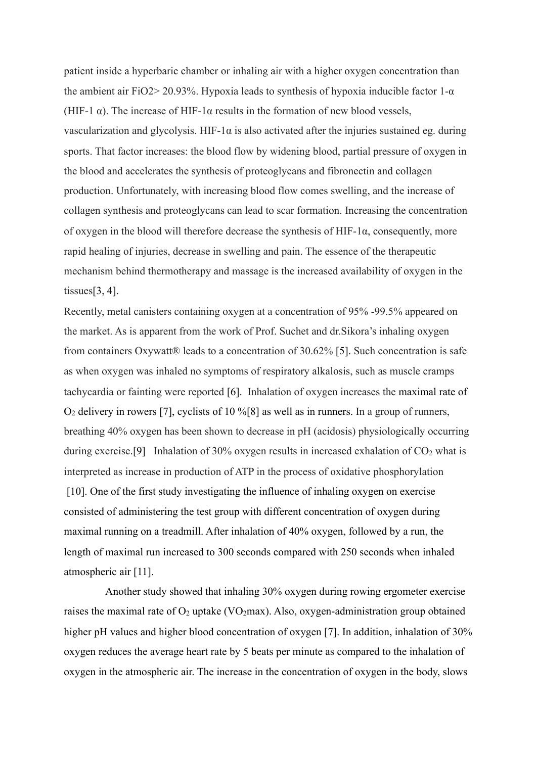patient inside a hyperbaric chamber or inhaling air with a higher oxygen concentration than the ambient air FiO2> 20.93%. Hypoxia leads to synthesis of hypoxia inducible factor 1-α (HIF-1 α). The increase of HIF-1α results in the formation of new blood vessels, vascularization and glycolysis. HIF-1α is also activated after the injuries sustained eg. during sports. That factor increases: the blood flow by widening blood, partial pressure of oxygen in the blood and accelerates the synthesis of proteoglycans and fibronectin and collagen production. Unfortunately, with increasing blood flow comes swelling, and the increase of collagen synthesis and proteoglycans can lead to scar formation. Increasing the concentration of oxygen in the blood will therefore decrease the synthesis of HIF-1α, consequently, more rapid healing of injuries, decrease in swelling and pain. The essence of the therapeutic mechanism behind thermotherapy and massage is the increased availability of oxygen in the tissues[3, 4].

Recently, metal canisters containing oxygen at a concentration of 95% -99.5% appeared on the market. As is apparent from the work of Prof. Suchet and dr.Sikora's inhaling oxygen from containers Oxywatt® leads to a concentration of 30.62% [5]. Such concentration is safe as when oxygen was inhaled no symptoms of respiratory alkalosis, such as muscle cramps tachycardia or fainting were reported [6]. Inhalation of oxygen increases the maximal rate of $O_2$ delivery in rowers [7], cyclists of 10 %[8] as well as in runners. In a group of runners, breathing 40% oxygen has been shown to decrease in pH (acidosis) physiologically occurring during exercise.[9] Inhalation of 30% oxygen results in increased exhalation of $CO_2$ what is interpreted as increase in production of ATP in the process of oxidative phosphorylation [10]. One of the first study investigating the influence of inhaling oxygen on exercise consisted of administering the test group with different concentration of oxygen during maximal running on a treadmill. After inhalation of 40% oxygen, followed by a run, the length of maximal run increased to 300 seconds compared with 250 seconds when inhaled atmospheric air [11].

Another study showed that inhaling 30% oxygen during rowing ergometer exercise raises the maximal rate of $O_2$ uptake ($VO_2max$). Also, oxygen-administration group obtained higher pH values and higher blood concentration of oxygen [7]. In addition, inhalation of 30% oxygen reduces the average heart rate by 5 beats per minute as compared to the inhalation of oxygen in the atmospheric air. The increase in the concentration of oxygen in the body, slows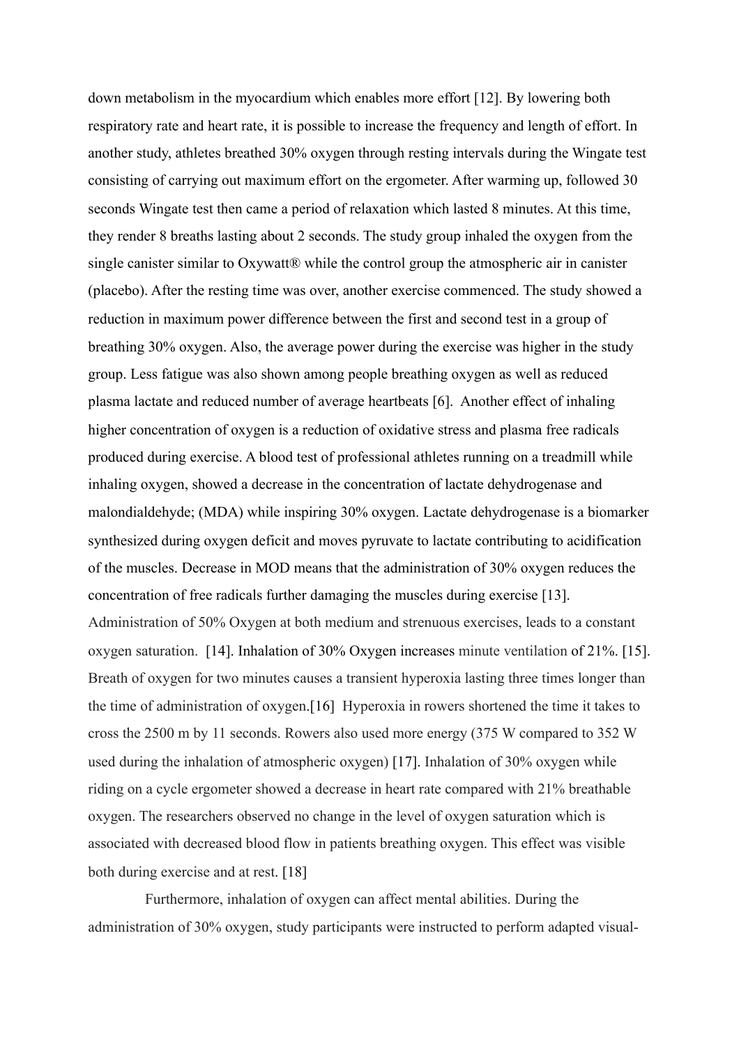down metabolism in the myocardium which enables more effort [12]. By lowering both respiratory rate and heart rate, it is possible to increase the frequency and length of effort. In another study, athletes breathed 30% oxygen through resting intervals during the Wingate test consisting of carrying out maximum effort on the ergometer. After warming up, followed 30 seconds Wingate test then came a period of relaxation which lasted 8 minutes. At this time, they render 8 breaths lasting about 2 seconds. The study group inhaled the oxygen from the single canister similar to Oxywatt® while the control group the atmospheric air in canister (placebo). After the resting time was over, another exercise commenced. The study showed a reduction in maximum power difference between the first and second test in a group of breathing 30% oxygen. Also, the average power during the exercise was higher in the study group. Less fatigue was also shown among people breathing oxygen as well as reduced plasma lactate and reduced number of average heartbeats [6]. Another effect of inhaling higher concentration of oxygen is a reduction of oxidative stress and plasma free radicals produced during exercise. A blood test of professional athletes running on a treadmill while inhaling oxygen, showed a decrease in the concentration of lactate dehydrogenase and malondialdehyde; (MDA) while inspiring 30% oxygen. Lactate dehydrogenase is a biomarker synthesized during oxygen deficit and moves pyruvate to lactate contributing to acidification of the muscles. Decrease in MOD means that the administration of 30% oxygen reduces the concentration of free radicals further damaging the muscles during exercise [13]. Administration of 50% Oxygen at both medium and strenuous exercises, leads to a constant oxygen saturation. [14]. Inhalation of 30% Oxygen increases minute ventilation of 21%. [15]. Breath of oxygen for two minutes causes a transient hyperoxia lasting three times longer than the time of administration of oxygen.[16] Hyperoxia in rowers shortened the time it takes to cross the 2500 m by 11 seconds. Rowers also used more energy (375 W compared to 352 W used during the inhalation of atmospheric oxygen) [17]. Inhalation of 30% oxygen while riding on a cycle ergometer showed a decrease in heart rate compared with 21% breathable oxygen. The researchers observed no change in the level of oxygen saturation which is associated with decreased blood flow in patients breathing oxygen. This effect was visible both during exercise and at rest. [18]

Furthermore, inhalation of oxygen can affect mental abilities. During the administration of 30% oxygen, study participants were instructed to perform adapted visual-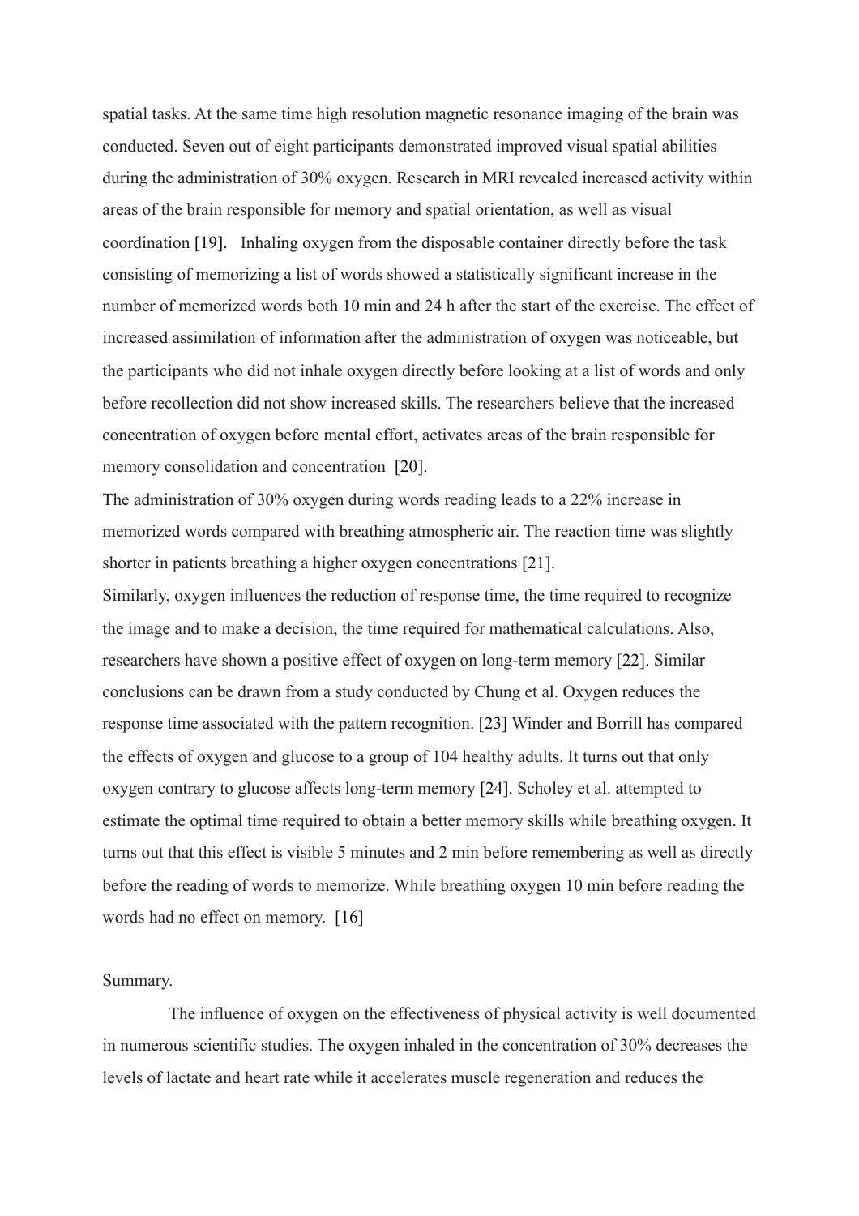spatial tasks. At the same time high resolution magnetic resonance imaging of the brain was conducted. Seven out of eight participants demonstrated improved visual spatial abilities during the administration of 30% oxygen. Research in MRI revealed increased activity within areas of the brain responsible for memory and spatial orientation, as well as visual coordination [19]. Inhaling oxygen from the disposable container directly before the task consisting of memorizing a list of words showed a statistically significant increase in the number of memorized words both 10 min and 24 h after the start of the exercise. The effect of increased assimilation of information after the administration of oxygen was noticeable, but the participants who did not inhale oxygen directly before looking at a list of words and only before recollection did not show increased skills. The researchers believe that the increased concentration of oxygen before mental effort, activates areas of the brain responsible for memory consolidation and concentration [20].

The administration of 30% oxygen during words reading leads to a 22% increase in memorized words compared with breathing atmospheric air. The reaction time was slightly shorter in patients breathing a higher oxygen concentrations [21].

Similarly, oxygen influences the reduction of response time, the time required to recognize the image and to make a decision, the time required for mathematical calculations. Also, researchers have shown a positive effect of oxygen on long-term memory [22]. Similar conclusions can be drawn from a study conducted by Chung et al. Oxygen reduces the response time associated with the pattern recognition. [23] Winder and Borrill has compared the effects of oxygen and glucose to a group of 104 healthy adults. It turns out that only oxygen contrary to glucose affects long-term memory [24]. Scholey et al. attempted to estimate the optimal time required to obtain a better memory skills while breathing oxygen. It turns out that this effect is visible 5 minutes and 2 min before remembering as well as directly before the reading of words to memorize. While breathing oxygen 10 min before reading the words had no effect on memory. [16]

Summary.

The influence of oxygen on the effectiveness of physical activity is well documented in numerous scientific studies. The oxygen inhaled in the concentration of 30% decreases the levels of lactate and heart rate while it accelerates muscle regeneration and reduces the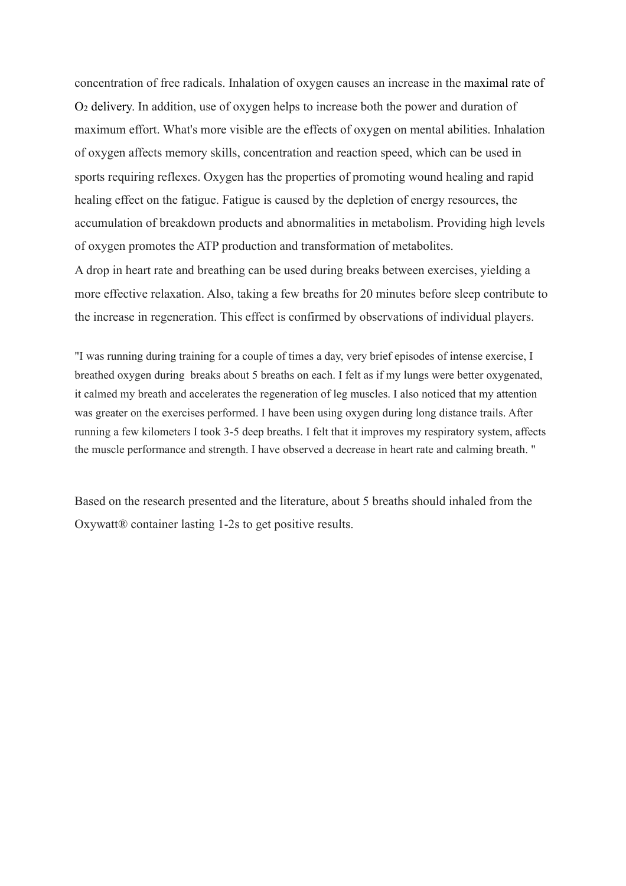concentration of free radicals. Inhalation of oxygen causes an increase in the maximal rate of $O_2$ delivery. In addition, use of oxygen helps to increase both the power and duration of maximum effort. What's more visible are the effects of oxygen on mental abilities. Inhalation of oxygen affects memory skills, concentration and reaction speed, which can be used in sports requiring reflexes. Oxygen has the properties of promoting wound healing and rapid healing effect on the fatigue. Fatigue is caused by the depletion of energy resources, the accumulation of breakdown products and abnormalities in metabolism. Providing high levels of oxygen promotes the ATP production and transformation of metabolites.

A drop in heart rate and breathing can be used during breaks between exercises, yielding a more effective relaxation. Also, taking a few breaths for 20 minutes before sleep contribute to the increase in regeneration. This effect is confirmed by observations of individual players.

"I was running during training for a couple of times a day, very brief episodes of intense exercise, I breathed oxygen during breaks about 5 breaths on each. I felt as if my lungs were better oxygenated, it calmed my breath and accelerates the regeneration of leg muscles. I also noticed that my attention was greater on the exercises performed. I have been using oxygen during long distance trails. After running a few kilometers I took 3-5 deep breaths. I felt that it improves my respiratory system, affects the muscle performance and strength. I have observed a decrease in heart rate and calming breath. "

Based on the research presented and the literature, about 5 breaths should inhaled from the Oxywatt® container lasting 1-2s to get positive results.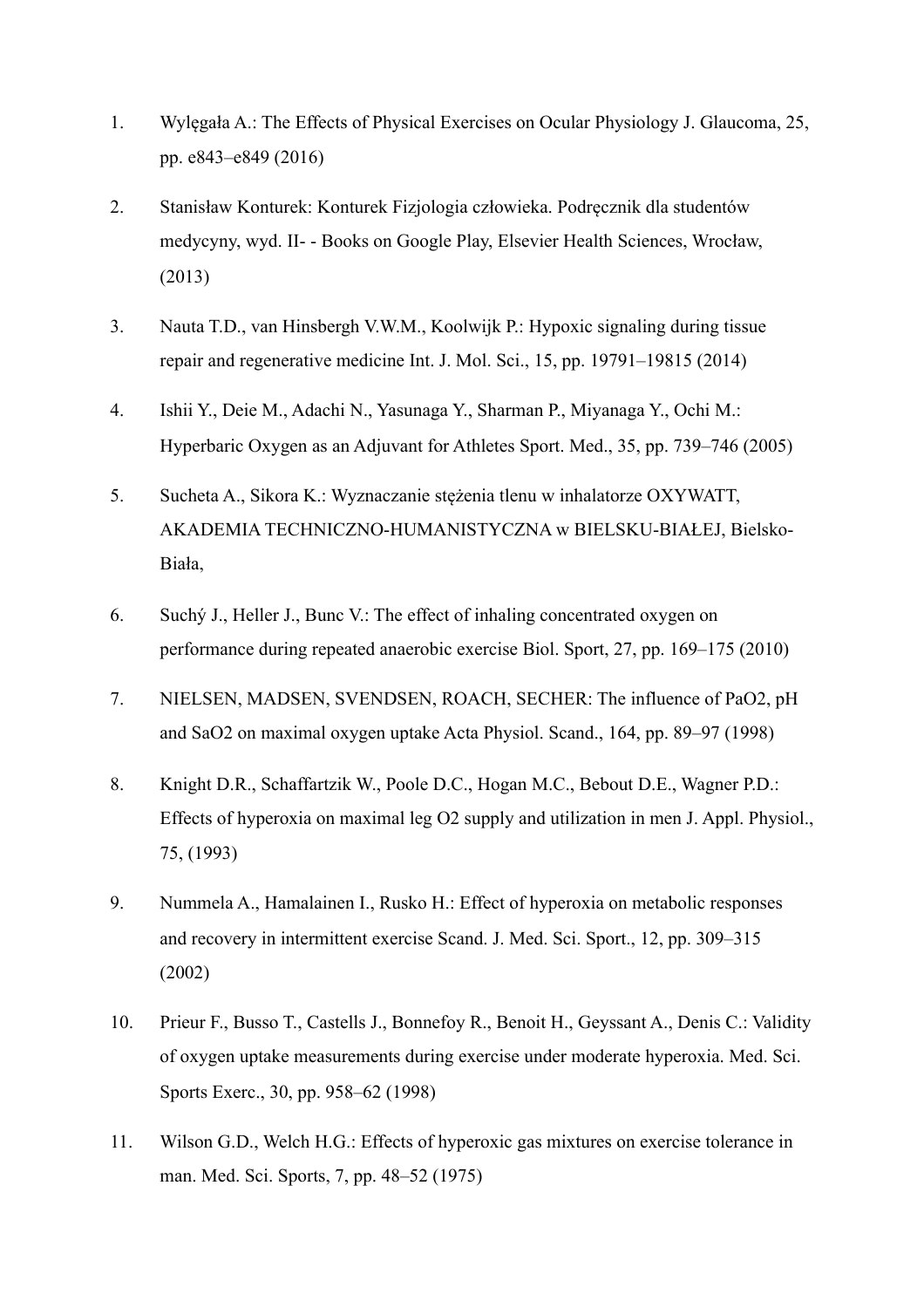1. Wylęgała A.: The Effects of Physical Exercises on Ocular Physiology J. Glaucoma, 25, pp. e843–e849 (2016)

2. Stanisław Konturek: Konturek Fizjologia człowieka. Podręcznik dla studentów medycyny, wyd. II- - Books on Google Play, Elsevier Health Sciences, Wrocław, (2013)

3. Nauta T.D., van Hinsbergh V.W.M., Koolwijk P.: Hypoxic signaling during tissue repair and regenerative medicine Int. J. Mol. Sci., 15, pp. 19791–19815 (2014)

4. Ishii Y., Deie M., Adachi N., Yasunaga Y., Sharman P., Miyanaga Y., Ochi M.: Hyperbaric Oxygen as an Adjuvant for Athletes Sport. Med., 35, pp. 739–746 (2005)

5. Sucheta A., Sikora K.: Wyznaczanie stężenia tlenu w inhalatorze OXYWATT, AKADEMIA TECHNICZNO-HUMANISTYCZNA w BIELSKU-BIAŁEJ, Bielsko-Biała,

6. Suchý J., Heller J., Bunc V.: The effect of inhaling concentrated oxygen on performance during repeated anaerobic exercise Biol. Sport, 27, pp. 169–175 (2010)

7. NIELSEN, MADSEN, SVENDSEN, ROACH, SECHER: The influence of $PaO_2$, pH and $SaO_2$ on maximal oxygen uptake Acta Physiol. Scand., 164, pp. 89–97 (1998)

8. Knight D.R., Schaffartzik W., Poole D.C., Hogan M.C., Bebout D.E., Wagner P.D.: Effects of hyperoxia on maximal leg $O_2$ supply and utilization in men J. Appl. Physiol., 75, (1993)

9. Nummela A., Hamalainen I., Rusko H.: Effect of hyperoxia on metabolic responses and recovery in intermittent exercise Scand. J. Med. Sci. Sport., 12, pp. 309–315 (2002)

10. Prieur F., Busso T., Castells J., Bonnefoy R., Benoit H., Geyssant A., Denis C.: Validity of oxygen uptake measurements during exercise under moderate hyperoxia. Med. Sci. Sports Exerc., 30, pp. 958–62 (1998)

11. Wilson G.D., Welch H.G.: Effects of hyperoxic gas mixtures on exercise tolerance in man. Med. Sci. Sports, 7, pp. 48–52 (1975)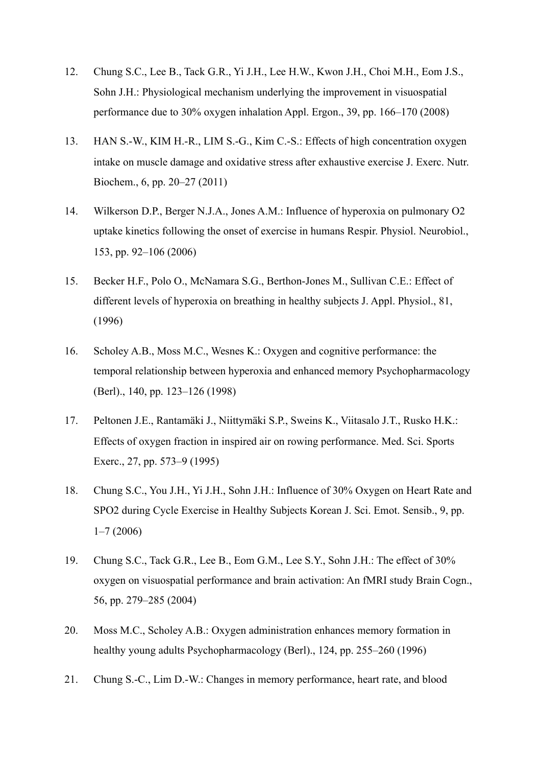12. Chung S.C., Lee B., Tack G.R., Yi J.H., Lee H.W., Kwon J.H., Choi M.H., Eom J.S., Sohn J.H.: Physiological mechanism underlying the improvement in visuospatial performance due to 30% oxygen inhalation Appl. Ergon., 39, pp. 166–170 (2008)

13. HAN S.-W., KIM H.-R., LIM S.-G., Kim C.-S.: Effects of high concentration oxygen intake on muscle damage and oxidative stress after exhaustive exercise J. Exerc. Nutr. Biochem., 6, pp. 20–27 (2011)

14. Wilkerson D.P., Berger N.J.A., Jones A.M.: Influence of hyperoxia on pulmonary O2 uptake kinetics following the onset of exercise in humans Respir. Physiol. Neurobiol., 153, pp. 92–106 (2006)

15. Becker H.F., Polo O., McNamara S.G., Berthon-Jones M., Sullivan C.E.: Effect of different levels of hyperoxia on breathing in healthy subjects J. Appl. Physiol., 81, (1996)

16. Scholey A.B., Moss M.C., Wesnes K.: Oxygen and cognitive performance: the temporal relationship between hyperoxia and enhanced memory Psychopharmacology (Berl)., 140, pp. 123–126 (1998)

17. Peltonen J.E., Rantamäki J., Niittymäki S.P., Sweins K., Viitasalo J.T., Rusko H.K.: Effects of oxygen fraction in inspired air on rowing performance. Med. Sci. Sports Exerc., 27, pp. 573–9 (1995)

18. Chung S.C., You J.H., Yi J.H., Sohn J.H.: Influence of 30% Oxygen on Heart Rate and SPO2 during Cycle Exercise in Healthy Subjects Korean J. Sci. Emot. Sensib., 9, pp. 1–7 (2006)

19. Chung S.C., Tack G.R., Lee B., Eom G.M., Lee S.Y., Sohn J.H.: The effect of 30% oxygen on visuospatial performance and brain activation: An fMRI study Brain Cogn., 56, pp. 279–285 (2004)

20. Moss M.C., Scholey A.B.: Oxygen administration enhances memory formation in healthy young adults Psychopharmacology (Berl)., 124, pp. 255–260 (1996)

21. Chung S.-C., Lim D.-W.: Changes in memory performance, heart rate, and blood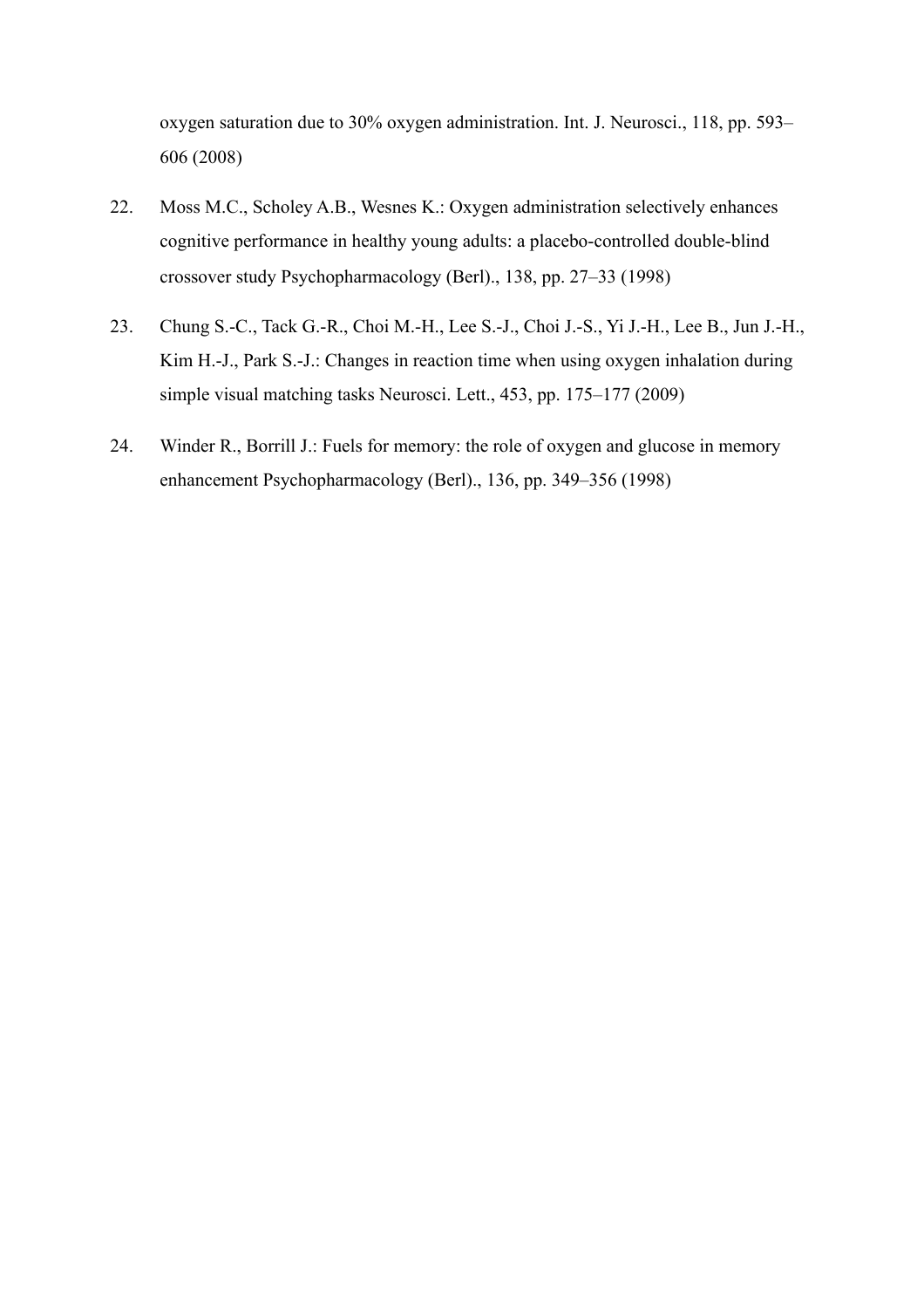oxygen saturation due to 30% oxygen administration. Int. J. Neurosci., 118, pp. 593–606 (2008)

22. Moss M.C., Scholey A.B., Wesnes K.: Oxygen administration selectively enhances cognitive performance in healthy young adults: a placebo-controlled double-blind crossover study Psychopharmacology (Berl)., 138, pp. 27–33 (1998)

23. Chung S.-C., Tack G.-R., Choi M.-H., Lee S.-J., Choi J.-S., Yi J.-H., Lee B., Jun J.-H., Kim H.-J., Park S.-J.: Changes in reaction time when using oxygen inhalation during simple visual matching tasks Neurosci. Lett., 453, pp. 175–177 (2009)

24. Winder R., Borrill J.: Fuels for memory: the role of oxygen and glucose in memory enhancement Psychopharmacology (Berl)., 136, pp. 349–356 (1998)